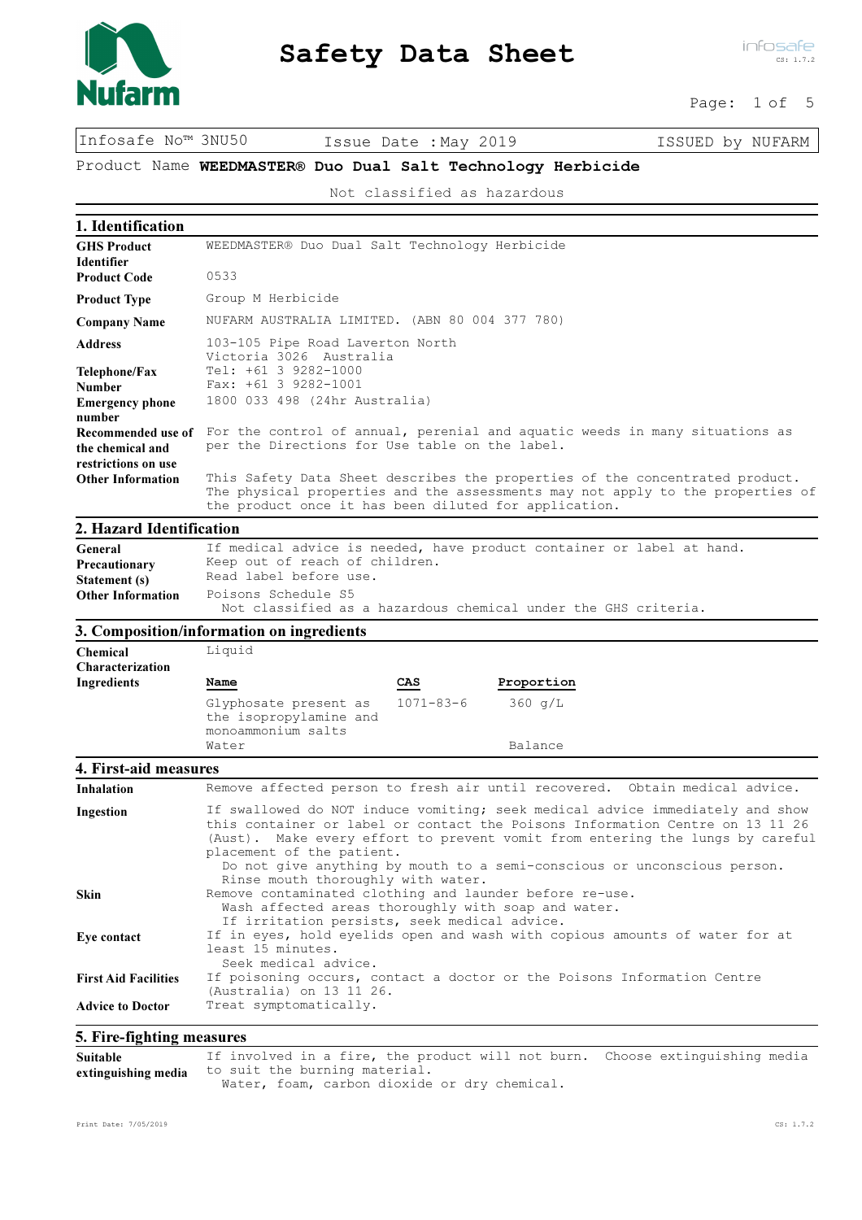# Safety Data Sheet

| Infosafe No™ 3NU50 | Issue Date : May 2019 | ISSUED by NUFARM |
|---|---|---|

Product Name **WEEDMASTER® Duo Dual Salt Technology Herbicide**

Not classified as hazardous

## 1. Identification

| | |
|---|---|
| **GHS Product Identifier** | WEEDMASTER® Duo Dual Salt Technology Herbicide |
| **Product Code** | 0533 |
| **Product Type** | Group M Herbicide |
| **Company Name** | NUFARM AUSTRALIA LIMITED. (ABN 80 004 377 780) |
| **Address** | 103-105 Pipe Road Laverton North Victoria 3026 Australia |
| **Telephone/Fax Number** | Tel: +61 3 9282-1000 Fax: +61 3 9282-1001 |
| **Emergency phone number** | 1800 033 498 (24hr Australia) |
| **Recommended use of the chemical and restrictions on use** | For the control of annual, perenial and aquatic weeds in many situations as per the Directions for Use table on the label. |
| **Other Information** | This Safety Data Sheet describes the properties of the concentrated product. The physical properties and the assessments may not apply to the properties of the product once it has been diluted for application. |

## 2. Hazard Identification

| | |
|---|---|
| **General Precautionary Statement (s)** | If medical advice is needed, have product container or label at hand. Keep out of reach of children. Read label before use. |
| **Other Information** | Poisons Schedule S5<br>Not classified as a hazardous chemical under the GHS criteria. |

## 3. Composition/information on ingredients

**Chemical Characterization** Liquid

**Ingredients**

| Name | CAS | Proportion |
|---|---|---|
| Glyphosate present as the isopropylamine and monoammonium salts | 1071-83-6 | 360 g/L |
| Water | | Balance |

## 4. First-aid measures

| | |
|---|---|
| **Inhalation** | Remove affected person to fresh air until recovered. Obtain medical advice. |
| **Ingestion** | If swallowed do NOT induce vomiting; seek medical advice immediately and show this container or label or contact the Poisons Information Centre on 13 11 26 (Aust). Make every effort to prevent vomit from entering the lungs by careful placement of the patient.<br>Do not give anything by mouth to a semi-conscious or unconscious person.<br>Rinse mouth thoroughly with water. |
| **Skin** | Remove contaminated clothing and launder before re-use.<br>Wash affected areas thoroughly with soap and water.<br>If irritation persists, seek medical advice. |
| **Eye contact** | If in eyes, hold eyelids open and wash with copious amounts of water for at least 15 minutes.<br>Seek medical advice. |
| **First Aid Facilities** | If poisoning occurs, contact a doctor or the Poisons Information Centre (Australia) on 13 11 26. |
| **Advice to Doctor** | Treat symptomatically. |

## 5. Fire-fighting measures

| | |
|---|---|
| **Suitable extinguishing media** | If involved in a fire, the product will not burn. Choose extinguishing media to suit the burning material.<br>Water, foam, carbon dioxide or dry chemical. |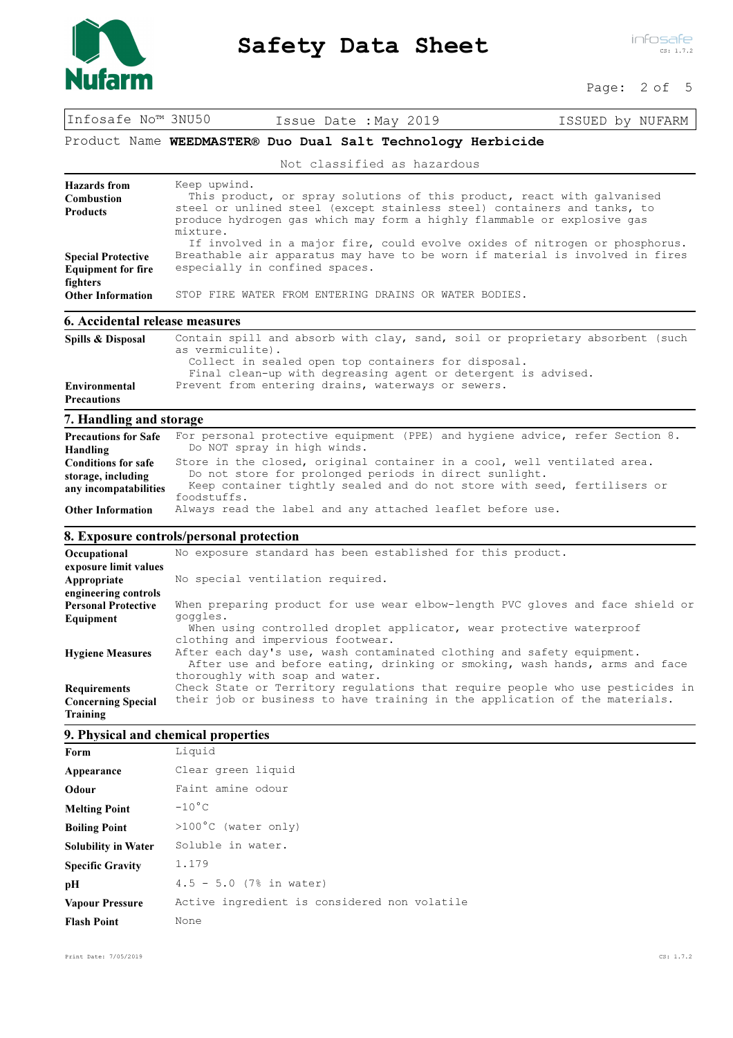| Infosafe No™ 3NU50 | Issue Date :May 2019 | ISSUED by NUFARM |
|---|---|---|

Product Name **WEEDMASTER® Duo Dual Salt Technology Herbicide**

Not classified as hazardous

| | |
|---|---|
| **Hazards from Combustion Products** | Keep upwind.<br>This product, or spray solutions of this product, react with galvanised steel or unlined steel (except stainless steel) containers and tanks, to produce hydrogen gas which may form a highly flammable or explosive gas mixture.<br>If involved in a major fire, could evolve oxides of nitrogen or phosphorus. |
| **Special Protective Equipment for fire fighters** | Breathable air apparatus may have to be worn if material is involved in fires especially in confined spaces. |
| **Other Information** | STOP FIRE WATER FROM ENTERING DRAINS OR WATER BODIES. |

## 6. Accidental release measures

| | |
|---|---|
| **Spills & Disposal** | Contain spill and absorb with clay, sand, soil or proprietary absorbent (such as vermiculite).<br>Collect in sealed open top containers for disposal.<br>Final clean-up with degreasing agent or detergent is advised. |
| **Environmental Precautions** | Prevent from entering drains, waterways or sewers. |

## 7. Handling and storage

| | |
|---|---|
| **Precautions for Safe Handling** | For personal protective equipment (PPE) and hygiene advice, refer Section 8.<br>Do NOT spray in high winds. |
| **Conditions for safe storage, including any incompatabilities** | Store in the closed, original container in a cool, well ventilated area.<br>Do not store for prolonged periods in direct sunlight.<br>Keep container tightly sealed and do not store with seed, fertilisers or foodstuffs. |
| **Other Information** | Always read the label and any attached leaflet before use. |

## 8. Exposure controls/personal protection

| | |
|---|---|
| **Occupational exposure limit values** | No exposure standard has been established for this product. |
| **Appropriate engineering controls** | No special ventilation required. |
| **Personal Protective Equipment** | When preparing product for use wear elbow-length PVC gloves and face shield or goggles.<br>When using controlled droplet applicator, wear protective waterproof clothing and impervious footwear. |
| **Hygiene Measures** | After each day's use, wash contaminated clothing and safety equipment.<br>After use and before eating, drinking or smoking, wash hands, arms and face thoroughly with soap and water. |
| **Requirements Concerning Special Training** | Check State or Territory regulations that require people who use pesticides in their job or business to have training in the application of the materials. |

## 9. Physical and chemical properties

| | |
|---|---|
| **Form** | Liquid |
| **Appearance** | Clear green liquid |
| **Odour** | Faint amine odour |
| **Melting Point** | -10°C |
| **Boiling Point** | >100°C (water only) |
| **Solubility in Water** | Soluble in water. |
| **Specific Gravity** | 1.179 |
| **pH** | 4.5 - 5.0 (7% in water) |
| **Vapour Pressure** | Active ingredient is considered non volatile |
| **Flash Point** | None |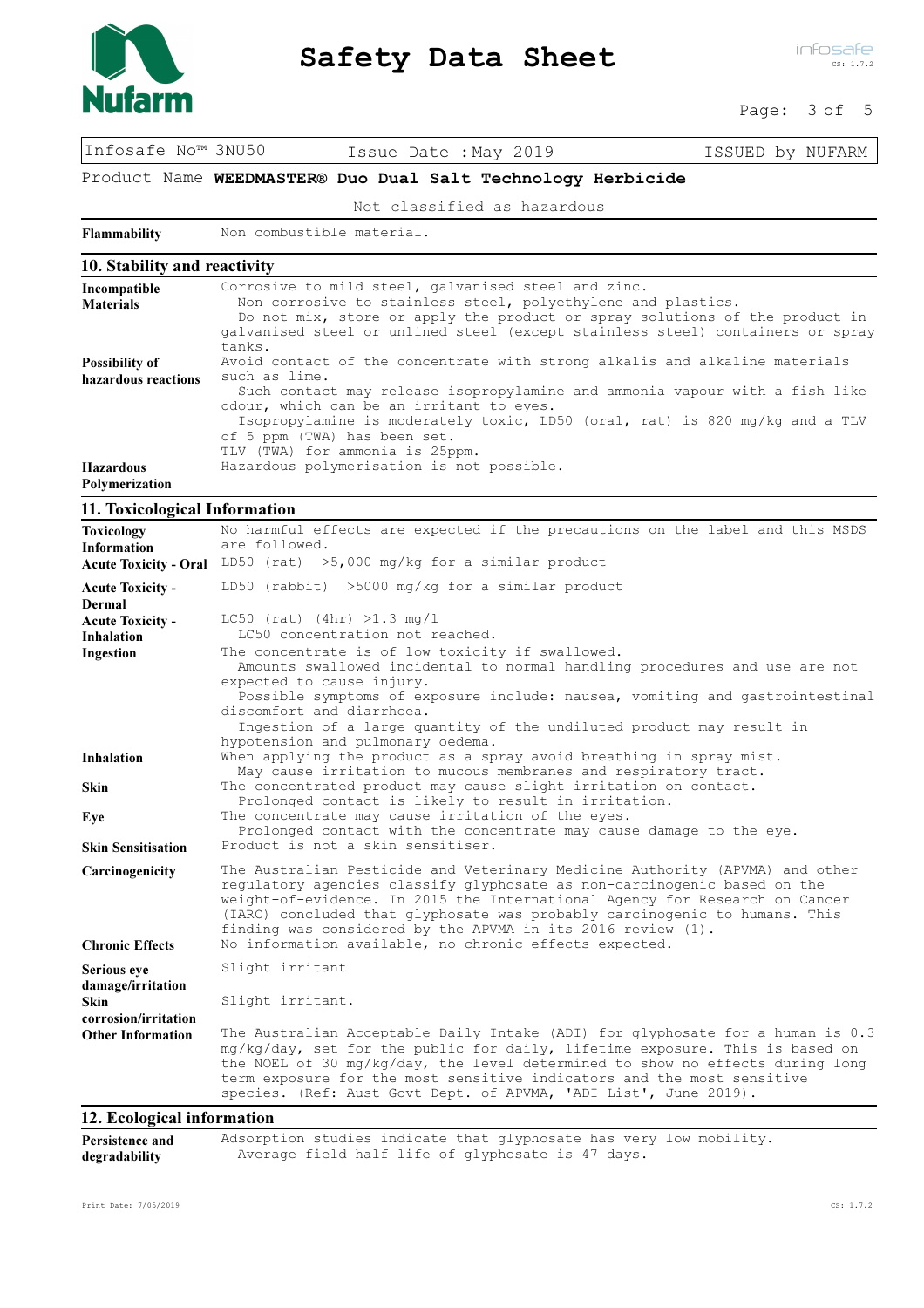| Infosafe No™ 3NU50 | Issue Date : May 2019 | ISSUED by NUFARM |
|---|---|---|

Product Name **WEEDMASTER® Duo Dual Salt Technology Herbicide**

Not classified as hazardous

| | |
|---|---|
| **Flammability** | Non combustible material. |

## 10. Stability and reactivity

| | |
|---|---|
| **Incompatible Materials** | Corrosive to mild steel, galvanised steel and zinc. Non corrosive to stainless steel, polyethylene and plastics. Do not mix, store or apply the product or spray solutions of the product in galvanised steel or unlined steel (except stainless steel) containers or spray tanks. |
| **Possibility of hazardous reactions** | Avoid contact of the concentrate with strong alkalis and alkaline materials such as lime. Such contact may release isopropylamine and ammonia vapour with a fish like odour, which can be an irritant to eyes. Isopropylamine is moderately toxic, LD50 (oral, rat) is 820 mg/kg and a TLV of 5 ppm (TWA) has been set. TLV (TWA) for ammonia is 25ppm. |
| **Hazardous Polymerization** | Hazardous polymerisation is not possible. |

## 11. Toxicological Information

| | |
|---|---|
| **Toxicology Information** | No harmful effects are expected if the precautions on the label and this MSDS are followed. |
| **Acute Toxicity - Oral** | LD50 (rat) >5,000 mg/kg for a similar product |
| **Acute Toxicity - Dermal** | LD50 (rabbit) >5000 mg/kg for a similar product |
| **Acute Toxicity - Inhalation** | LC50 (rat) (4hr) >1.3 mg/l LC50 concentration not reached. |
| **Ingestion** | The concentrate is of low toxicity if swallowed. Amounts swallowed incidental to normal handling procedures and use are not expected to cause injury. Possible symptoms of exposure include: nausea, vomiting and gastrointestinal discomfort and diarrhoea. Ingestion of a large quantity of the undiluted product may result in hypotension and pulmonary oedema. |
| **Inhalation** | When applying the product as a spray avoid breathing in spray mist. May cause irritation to mucous membranes and respiratory tract. |
| **Skin** | The concentrated product may cause slight irritation on contact. Prolonged contact is likely to result in irritation. |
| **Eye** | The concentrate may cause irritation of the eyes. Prolonged contact with the concentrate may cause damage to the eye. |
| **Skin Sensitisation** | Product is not a skin sensitiser. |
| **Carcinogenicity** | The Australian Pesticide and Veterinary Medicine Authority (APVMA) and other regulatory agencies classify glyphosate as non-carcinogenic based on the weight-of-evidence. In 2015 the International Agency for Research on Cancer (IARC) concluded that glyphosate was probably carcinogenic to humans. This finding was considered by the APVMA in its 2016 review (1). |
| **Chronic Effects** | No information available, no chronic effects expected. |
| **Serious eye damage/irritation** | Slight irritant |
| **Skin corrosion/irritation** | Slight irritant. |
| **Other Information** | The Australian Acceptable Daily Intake (ADI) for glyphosate for a human is 0.3 mg/kg/day, set for the public for daily, lifetime exposure. This is based on the NOEL of 30 mg/kg/day, the level determined to show no effects during long term exposure for the most sensitive indicators and the most sensitive species. (Ref: Aust Govt Dept. of APVMA, 'ADI List', June 2019). |

## 12. Ecological information

| | |
|---|---|
| **Persistence and degradability** | Adsorption studies indicate that glyphosate has very low mobility. Average field half life of glyphosate is 47 days. |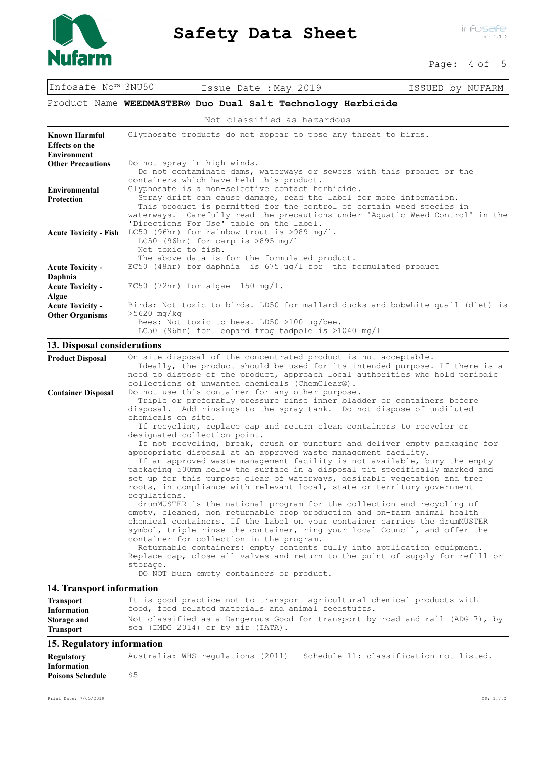Infosafe No™ 3NU50 Issue Date : May 2019 ISSUED by NUFARM

Product Name **WEEDMASTER® Duo Dual Salt Technology Herbicide**

Not classified as hazardous

| | |
|---|---|
| **Known Harmful Effects on the Environment** | Glyphosate products do not appear to pose any threat to birds. |
| **Other Precautions** | Do not spray in high winds. Do not contaminate dams, waterways or sewers with this product or the containers which have held this product. |
| **Environmental Protection** | Glyphosate is a non-selective contact herbicide. Spray drift can cause damage, read the label for more information. This product is permitted for the control of certain weed species in waterways. Carefully read the precautions under 'Aquatic Weed Control' in the 'Directions For Use' table on the label. |
| **Acute Toxicity - Fish** | LC50 (96hr) for rainbow trout is >989 mg/l. LC50 (96hr) for carp is >895 mg/l Not toxic to fish. The above data is for the formulated product. |
| **Acute Toxicity - Daphnia** | EC50 (48hr) for daphnia is 675 µg/l for the formulated product |
| **Acute Toxicity - Algae** | EC50 (72hr) for algae 150 mg/l. |
| **Acute Toxicity - Other Organisms** | Birds: Not toxic to birds. LD50 for mallard ducks and bobwhite quail (diet) is >5620 mg/kg Bees: Not toxic to bees. LD50 >100 µg/bee. LC50 (96hr) for leopard frog tadpole is >1040 mg/l |

## 13. Disposal considerations

| | |
|---|---|
| **Product Disposal** | On site disposal of the concentrated product is not acceptable. Ideally, the product should be used for its intended purpose. If there is a need to dispose of the product, approach local authorities who hold periodic collections of unwanted chemicals (ChemClear®). |
| **Container Disposal** | Do not use this container for any other purpose. Triple or preferably pressure rinse inner bladder or containers before disposal. Add rinsings to the spray tank. Do not dispose of undiluted chemicals on site. If recycling, replace cap and return clean containers to recycler or designated collection point. If not recycling, break, crush or puncture and deliver empty packaging for appropriate disposal at an approved waste management facility. If an approved waste management facility is not available, bury the empty packaging 500mm below the surface in a disposal pit specifically marked and set up for this purpose clear of waterways, desirable vegetation and tree roots, in compliance with relevant local, state or territory government regulations. drumMUSTER is the national program for the collection and recycling of empty, cleaned, non returnable crop production and on-farm animal health chemical containers. If the label on your container carries the drumMUSTER symbol, triple rinse the container, ring your local Council, and offer the container for collection in the program. Returnable containers: empty contents fully into application equipment. Replace cap, close all valves and return to the point of supply for refill or storage. DO NOT burn empty containers or product. |

## 14. Transport information

| | |
|---|---|
| **Transport Information** | It is good practice not to transport agricultural chemical products with food, food related materials and animal feedstuffs. |
| **Storage and Transport** | Not classified as a Dangerous Good for transport by road and rail (ADG 7), by sea (IMDG 2014) or by air (IATA). |

## 15. Regulatory information

| | |
|---|---|
| **Regulatory Information** | Australia: WHS regulations (2011) - Schedule 11: classification not listed. |
| **Poisons Schedule** | S5 |

Print Date: 7/05/2019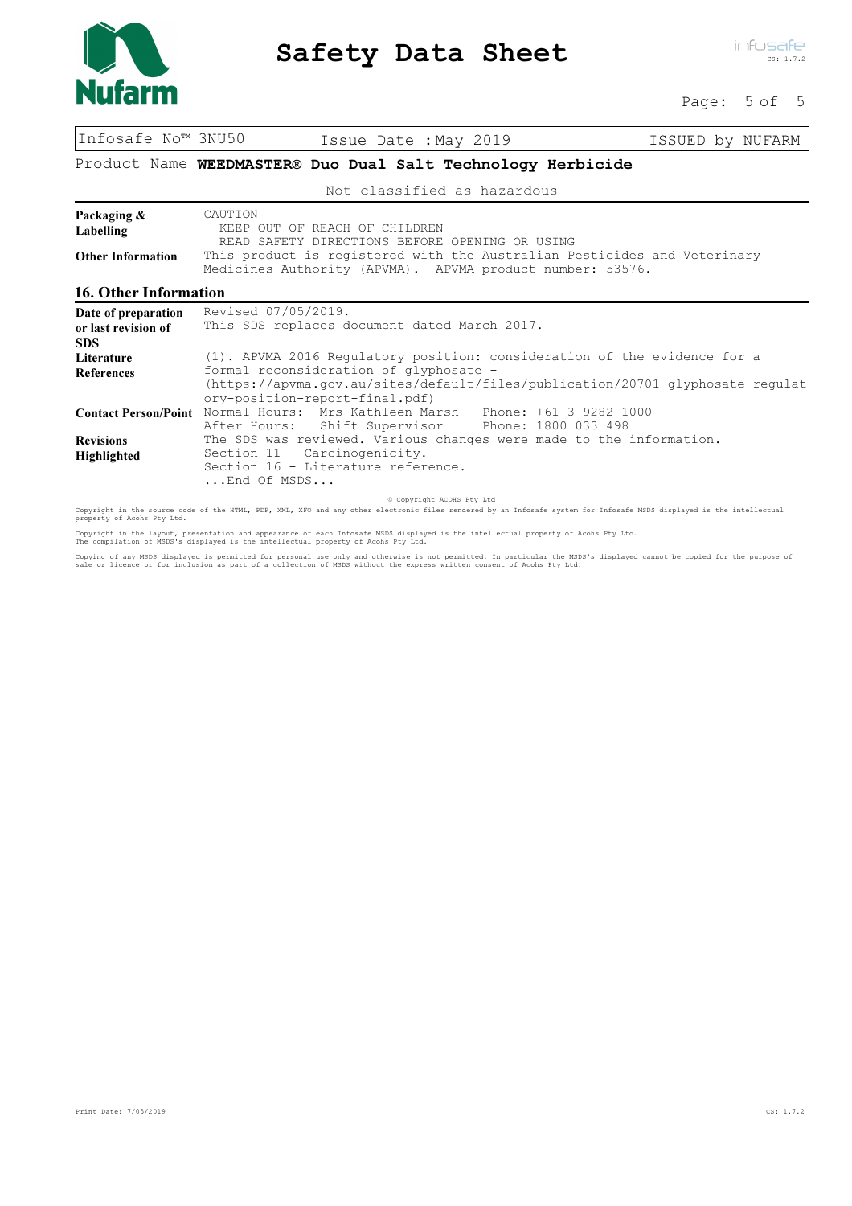Infosafe No™ 3NU50 | Issue Date : May 2019 | ISSUED by NUFARM

Product Name **WEEDMASTER® Duo Dual Salt Technology Herbicide**

Not classified as hazardous

| | |
|---|---|
| **Packaging & Labelling** | CAUTION<br>KEEP OUT OF REACH OF CHILDREN<br>READ SAFETY DIRECTIONS BEFORE OPENING OR USING |
| **Other Information** | This product is registered with the Australian Pesticides and Veterinary Medicines Authority (APVMA). APVMA product number: 53576. |

## 16. Other Information

| | |
|---|---|
| **Date of preparation or last revision of SDS** | Revised 07/05/2019.<br>This SDS replaces document dated March 2017. |
| **Literature References** | (1). APVMA 2016 Regulatory position: consideration of the evidence for a formal reconsideration of glyphosate - (https://apvma.gov.au/sites/default/files/publication/20701-glyphosate-regulatory-position-report-final.pdf) |
| **Contact Person/Point** | Normal Hours: Mrs Kathleen Marsh Phone: +61 3 9282 1000<br>After Hours: Shift Supervisor Phone: 1800 033 498 |
| **Revisions Highlighted** | The SDS was reviewed. Various changes were made to the information.<br>Section 11 - Carcinogenicity.<br>Section 16 - Literature reference. |

...End Of MSDS...

© Copyright ACOHS Pty Ltd

Copyright in the source code of the HTML, PDF, XML, XFO and any other electronic files rendered by an Infosafe system for Infosafe MSDS displayed is the intellectual property of Acohs Pty Ltd.

Copyright in the layout, presentation and appearance of each Infosafe MSDS displayed is the intellectual property of Acohs Pty Ltd.
The compilation of MSDS's displayed is the intellectual property of Acohs Pty Ltd.

Copying of any MSDS displayed is permitted for personal use only and otherwise is not permitted. In particular the MSDS's displayed cannot be copied for the purpose of sale or licence or for inclusion as part of a collection of MSDS without the express written consent of Acohs Pty Ltd.